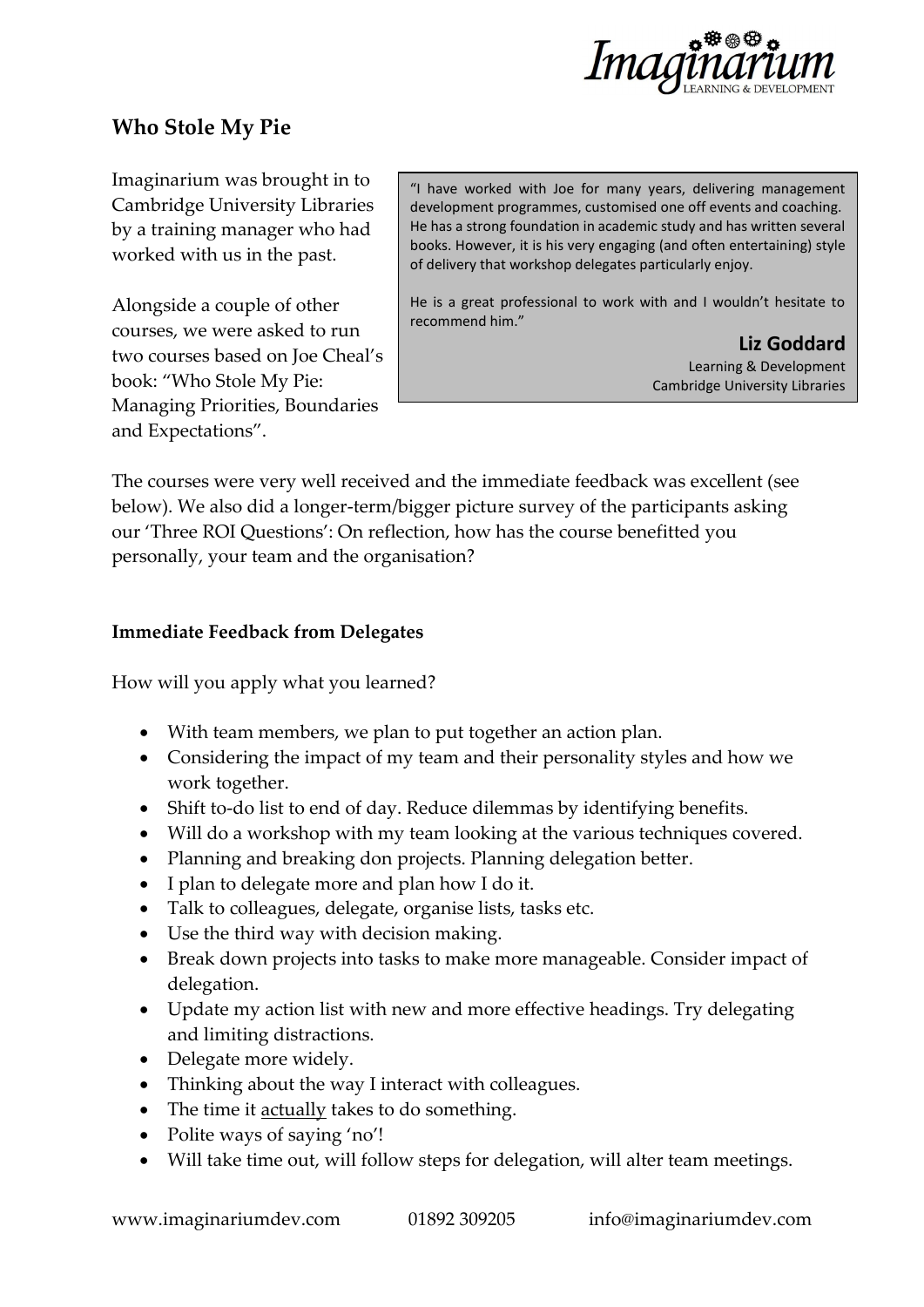# Who Stole My Pie

Imaginarium was brought in to Cambridge University Libraries by a training manager who had worked with us in the past.

Alongside a couple of other courses, we were asked to run two courses based on Joe Cheal's book: "Who Stole My Pie: Managing Priorities, Boundaries and Expectations".

> "I have worked with Joe for many years, delivering management development programmes, customised one off events and coaching. He has a strong foundation in academic study and has written several books. However, it is his very engaging (and often entertaining) style of delivery that workshop delegates particularly enjoy.
>
> He is a great professional to work with and I wouldn't hesitate to recommend him."
>
> **Liz Goddard**
> Learning & Development
> Cambridge University Libraries

The courses were very well received and the immediate feedback was excellent (see below). We also did a longer-term/bigger picture survey of the participants asking our 'Three ROI Questions': On reflection, how has the course benefitted you personally, your team and the organisation?

### Immediate Feedback from Delegates

How will you apply what you learned?

- With team members, we plan to put together an action plan.
- Considering the impact of my team and their personality styles and how we work together.
- Shift to-do list to end of day. Reduce dilemmas by identifying benefits.
- Will do a workshop with my team looking at the various techniques covered.
- Planning and breaking don projects. Planning delegation better.
- I plan to delegate more and plan how I do it.
- Talk to colleagues, delegate, organise lists, tasks etc.
- Use the third way with decision making.
- Break down projects into tasks to make more manageable. Consider impact of delegation.
- Update my action list with new and more effective headings. Try delegating and limiting distractions.
- Delegate more widely.
- Thinking about the way I interact with colleagues.
- The time it actually takes to do something.
- Polite ways of saying 'no'!
- Will take time out, will follow steps for delegation, will alter team meetings.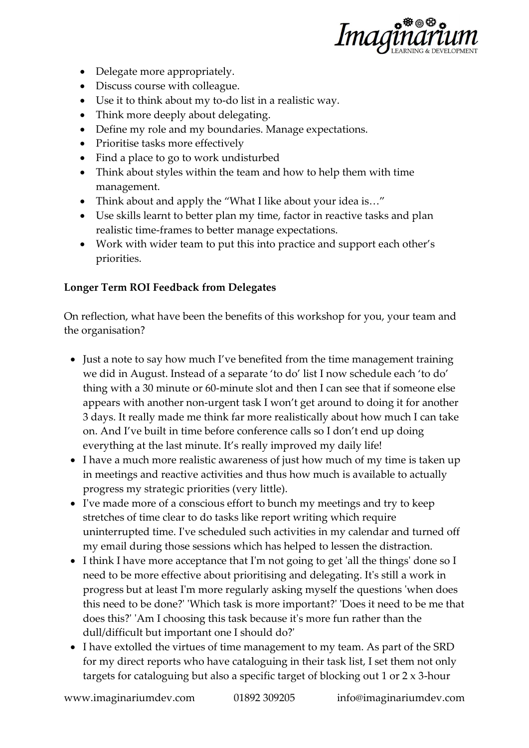- Delegate more appropriately.
- Discuss course with colleague.
- Use it to think about my to-do list in a realistic way.
- Think more deeply about delegating.
- Define my role and my boundaries. Manage expectations.
- Prioritise tasks more effectively
- Find a place to go to work undisturbed
- Think about styles within the team and how to help them with time management.
- Think about and apply the "What I like about your idea is…"
- Use skills learnt to better plan my time, factor in reactive tasks and plan realistic time-frames to better manage expectations.
- Work with wider team to put this into practice and support each other's priorities.

**Longer Term ROI Feedback from Delegates**

On reflection, what have been the benefits of this workshop for you, your team and the organisation?

- Just a note to say how much I've benefited from the time management training we did in August. Instead of a separate 'to do' list I now schedule each 'to do' thing with a 30 minute or 60-minute slot and then I can see that if someone else appears with another non-urgent task I won't get around to doing it for another 3 days. It really made me think far more realistically about how much I can take on. And I've built in time before conference calls so I don't end up doing everything at the last minute. It's really improved my daily life!
- I have a much more realistic awareness of just how much of my time is taken up in meetings and reactive activities and thus how much is available to actually progress my strategic priorities (very little).
- I've made more of a conscious effort to bunch my meetings and try to keep stretches of time clear to do tasks like report writing which require uninterrupted time. I've scheduled such activities in my calendar and turned off my email during those sessions which has helped to lessen the distraction.
- I think I have more acceptance that I'm not going to get 'all the things' done so I need to be more effective about prioritising and delegating. It's still a work in progress but at least I'm more regularly asking myself the questions 'when does this need to be done?' 'Which task is more important?' 'Does it need to be me that does this?' 'Am I choosing this task because it's more fun rather than the dull/difficult but important one I should do?'
- I have extolled the virtues of time management to my team. As part of the SRD for my direct reports who have cataloguing in their task list, I set them not only targets for cataloguing but also a specific target of blocking out 1 or 2 x 3-hour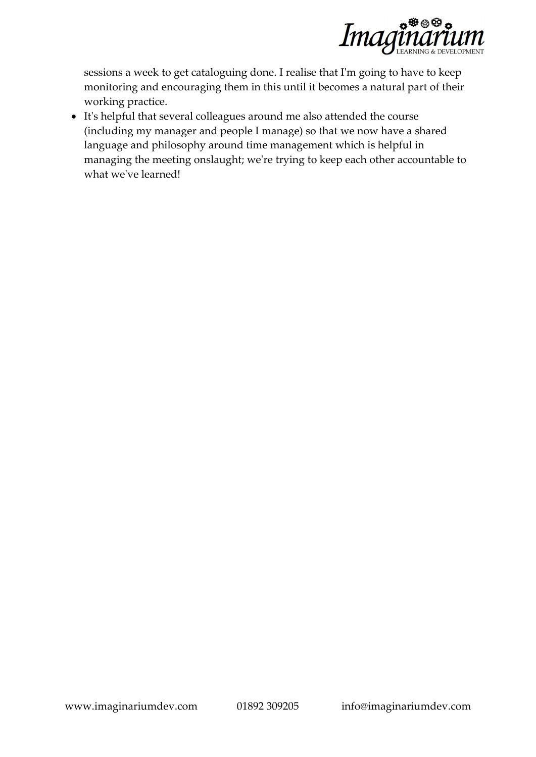sessions a week to get cataloguing done. I realise that I'm going to have to keep monitoring and encouraging them in this until it becomes a natural part of their working practice.

- It's helpful that several colleagues around me also attended the course (including my manager and people I manage) so that we now have a shared language and philosophy around time management which is helpful in managing the meeting onslaught; we're trying to keep each other accountable to what we've learned!